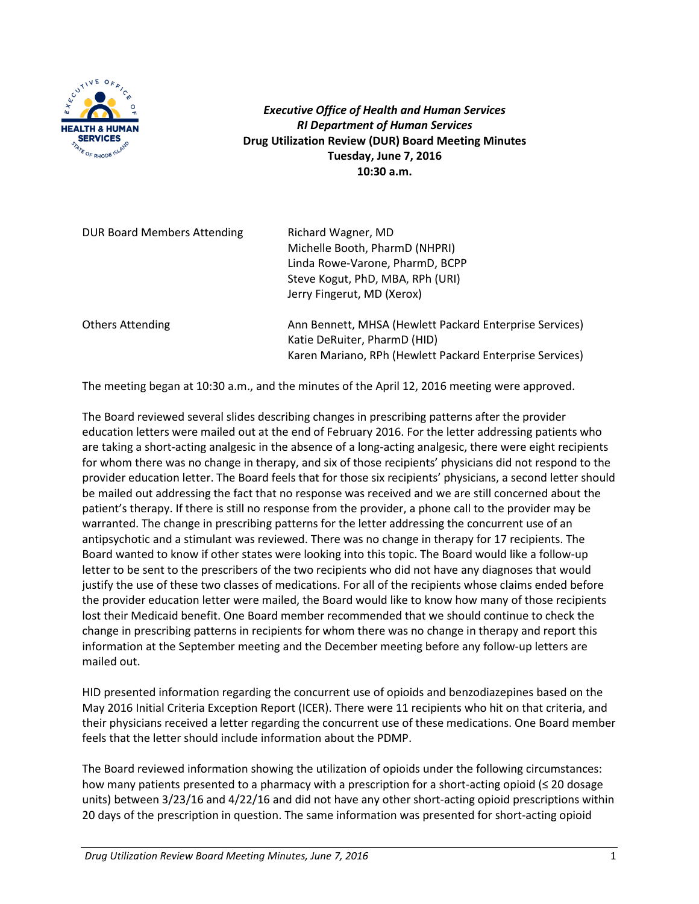**_Executive Office of Health and Human Services_**
**_RI Department of Human Services_**
**Drug Utilization Review (DUR) Board Meeting Minutes**
**Tuesday, June 7, 2016**
**10:30 a.m.**

| | |
|---|---|
| DUR Board Members Attending | Richard Wagner, MD<br>Michelle Booth, PharmD (NHPRI)<br>Linda Rowe-Varone, PharmD, BCPP<br>Steve Kogut, PhD, MBA, RPh (URI)<br>Jerry Fingerut, MD (Xerox) |
| Others Attending | Ann Bennett, MHSA (Hewlett Packard Enterprise Services)<br>Katie DeRuiter, PharmD (HID)<br>Karen Mariano, RPh (Hewlett Packard Enterprise Services) |

The meeting began at 10:30 a.m., and the minutes of the April 12, 2016 meeting were approved.

The Board reviewed several slides describing changes in prescribing patterns after the provider education letters were mailed out at the end of February 2016. For the letter addressing patients who are taking a short-acting analgesic in the absence of a long-acting analgesic, there were eight recipients for whom there was no change in therapy, and six of those recipients' physicians did not respond to the provider education letter. The Board feels that for those six recipients' physicians, a second letter should be mailed out addressing the fact that no response was received and we are still concerned about the patient's therapy. If there is still no response from the provider, a phone call to the provider may be warranted. The change in prescribing patterns for the letter addressing the concurrent use of an antipsychotic and a stimulant was reviewed. There was no change in therapy for 17 recipients. The Board wanted to know if other states were looking into this topic. The Board would like a follow-up letter to be sent to the prescribers of the two recipients who did not have any diagnoses that would justify the use of these two classes of medications. For all of the recipients whose claims ended before the provider education letter were mailed, the Board would like to know how many of those recipients lost their Medicaid benefit. One Board member recommended that we should continue to check the change in prescribing patterns in recipients for whom there was no change in therapy and report this information at the September meeting and the December meeting before any follow-up letters are mailed out.

HID presented information regarding the concurrent use of opioids and benzodiazepines based on the May 2016 Initial Criteria Exception Report (ICER). There were 11 recipients who hit on that criteria, and their physicians received a letter regarding the concurrent use of these medications. One Board member feels that the letter should include information about the PDMP.

The Board reviewed information showing the utilization of opioids under the following circumstances: how many patients presented to a pharmacy with a prescription for a short-acting opioid (≤ 20 dosage units) between 3/23/16 and 4/22/16 and did not have any other short-acting opioid prescriptions within 20 days of the prescription in question. The same information was presented for short-acting opioid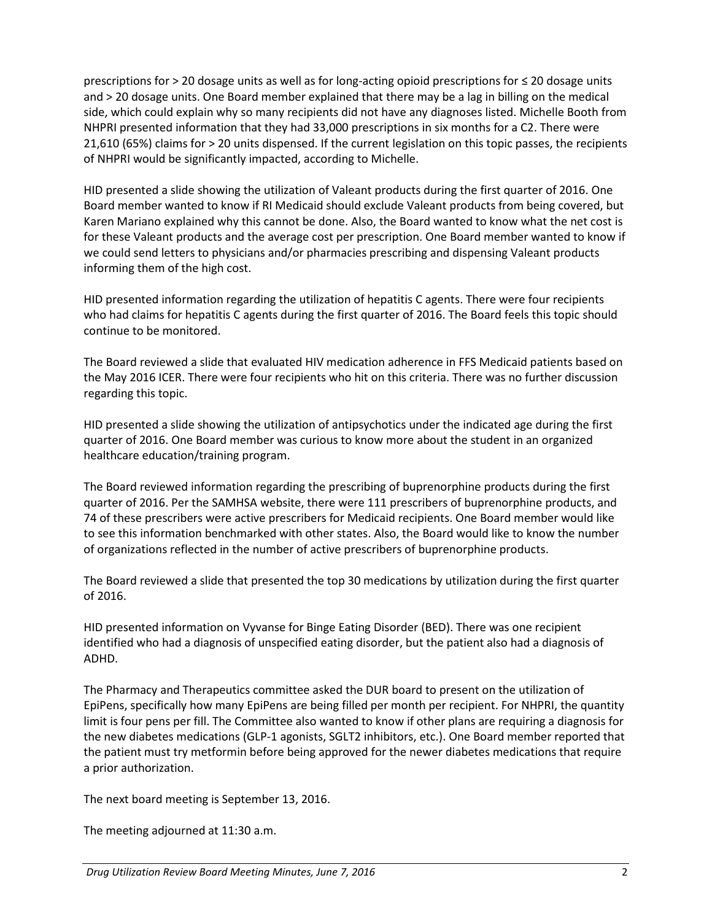prescriptions for > 20 dosage units as well as for long-acting opioid prescriptions for ≤ 20 dosage units and > 20 dosage units. One Board member explained that there may be a lag in billing on the medical side, which could explain why so many recipients did not have any diagnoses listed. Michelle Booth from NHPRI presented information that they had 33,000 prescriptions in six months for a C2. There were 21,610 (65%) claims for > 20 units dispensed. If the current legislation on this topic passes, the recipients of NHPRI would be significantly impacted, according to Michelle.

HID presented a slide showing the utilization of Valeant products during the first quarter of 2016. One Board member wanted to know if RI Medicaid should exclude Valeant products from being covered, but Karen Mariano explained why this cannot be done. Also, the Board wanted to know what the net cost is for these Valeant products and the average cost per prescription. One Board member wanted to know if we could send letters to physicians and/or pharmacies prescribing and dispensing Valeant products informing them of the high cost.

HID presented information regarding the utilization of hepatitis C agents. There were four recipients who had claims for hepatitis C agents during the first quarter of 2016. The Board feels this topic should continue to be monitored.

The Board reviewed a slide that evaluated HIV medication adherence in FFS Medicaid patients based on the May 2016 ICER. There were four recipients who hit on this criteria. There was no further discussion regarding this topic.

HID presented a slide showing the utilization of antipsychotics under the indicated age during the first quarter of 2016. One Board member was curious to know more about the student in an organized healthcare education/training program.

The Board reviewed information regarding the prescribing of buprenorphine products during the first quarter of 2016. Per the SAMHSA website, there were 111 prescribers of buprenorphine products, and 74 of these prescribers were active prescribers for Medicaid recipients. One Board member would like to see this information benchmarked with other states. Also, the Board would like to know the number of organizations reflected in the number of active prescribers of buprenorphine products.

The Board reviewed a slide that presented the top 30 medications by utilization during the first quarter of 2016.

HID presented information on Vyvanse for Binge Eating Disorder (BED). There was one recipient identified who had a diagnosis of unspecified eating disorder, but the patient also had a diagnosis of ADHD.

The Pharmacy and Therapeutics committee asked the DUR board to present on the utilization of EpiPens, specifically how many EpiPens are being filled per month per recipient. For NHPRI, the quantity limit is four pens per fill. The Committee also wanted to know if other plans are requiring a diagnosis for the new diabetes medications (GLP-1 agonists, SGLT2 inhibitors, etc.). One Board member reported that the patient must try metformin before being approved for the newer diabetes medications that require a prior authorization.

The next board meeting is September 13, 2016.

The meeting adjourned at 11:30 a.m.